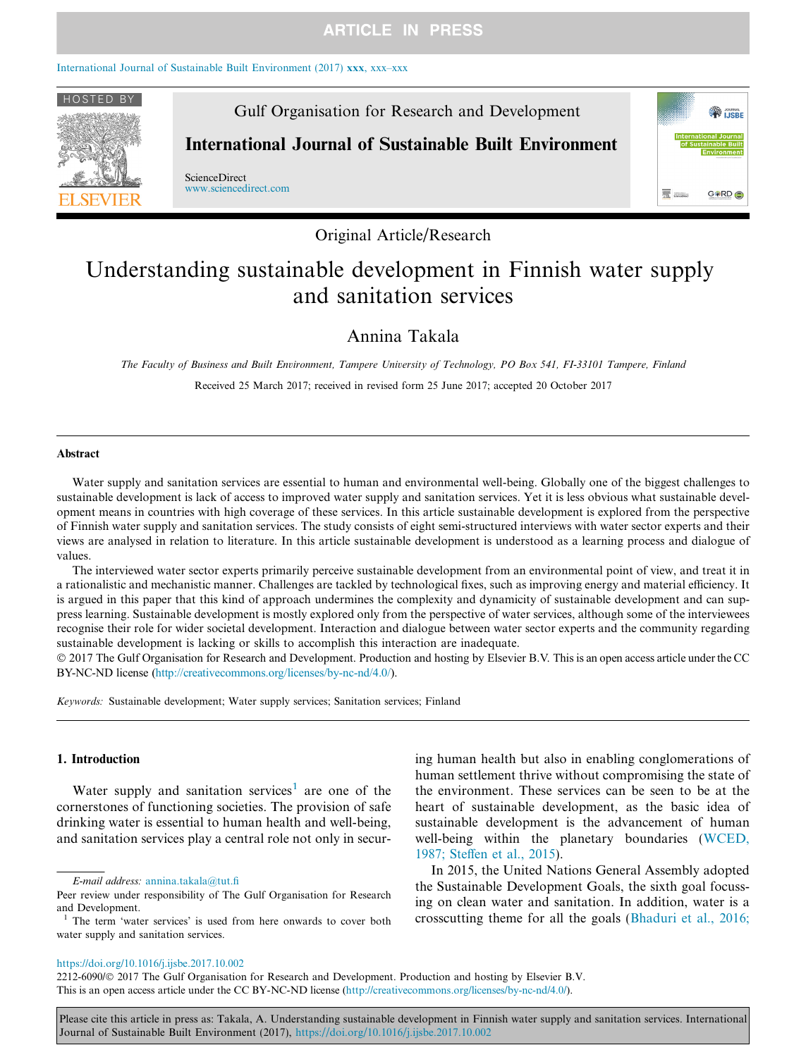Original Article/Research

# Understanding sustainable development in Finnish water supply and sanitation services

Annina Takala

*The Faculty of Business and Built Environment, Tampere University of Technology, PO Box 541, FI-33101 Tampere, Finland*

Received 25 March 2017; received in revised form 25 June 2017; accepted 20 October 2017

## Abstract

Water supply and sanitation services are essential to human and environmental well-being. Globally one of the biggest challenges to sustainable development is lack of access to improved water supply and sanitation services. Yet it is less obvious what sustainable development means in countries with high coverage of these services. In this article sustainable development is explored from the perspective of Finnish water supply and sanitation services. The study consists of eight semi-structured interviews with water sector experts and their views are analysed in relation to literature. In this article sustainable development is understood as a learning process and dialogue of values.

The interviewed water sector experts primarily perceive sustainable development from an environmental point of view, and treat it in a rationalistic and mechanistic manner. Challenges are tackled by technological fixes, such as improving energy and material efficiency. It is argued in this paper that this kind of approach undermines the complexity and dynamicity of sustainable development and can suppress learning. Sustainable development is mostly explored only from the perspective of water services, although some of the interviewees recognise their role for wider societal development. Interaction and dialogue between water sector experts and the community regarding sustainable development is lacking or skills to accomplish this interaction are inadequate.

© 2017 The Gulf Organisation for Research and Development. Production and hosting by Elsevier B.V. This is an open access article under the CC BY-NC-ND license (http://creativecommons.org/licenses/by-nc-nd/4.0/).

*Keywords:* Sustainable development; Water supply services; Sanitation services; Finland

## 1. Introduction

Water supply and sanitation services[1] are one of the cornerstones of functioning societies. The provision of safe drinking water is essential to human health and well-being, and sanitation services play a central role not only in securing human health but also in enabling conglomerations of human settlement thrive without compromising the state of the environment. These services can be seen to be at the heart of sustainable development, as the basic idea of sustainable development is the advancement of human well-being within the planetary boundaries (WCED, 1987; Steffen et al., 2015).

In 2015, the United Nations General Assembly adopted the Sustainable Development Goals, the sixth goal focussing on clean water and sanitation. In addition, water is a crosscutting theme for all the goals (Bhaduri et al., 2016;

E-mail address: annina.takala@tut.fi

Peer review under responsibility of The Gulf Organisation for Research and Development.

[1] The term 'water services' is used from here onwards to cover both water supply and sanitation services.

https://doi.org/10.1016/j.ijsbe.2017.10.002

2212-6090/© 2017 The Gulf Organisation for Research and Development. Production and hosting by Elsevier B.V.
This is an open access article under the CC BY-NC-ND license (http://creativecommons.org/licenses/by-nc-nd/4.0/).

Please cite this article in press as: Takala, A. Understanding sustainable development in Finnish water supply and sanitation services. International Journal of Sustainable Built Environment (2017), https://doi.org/10.1016/j.ijsbe.2017.10.002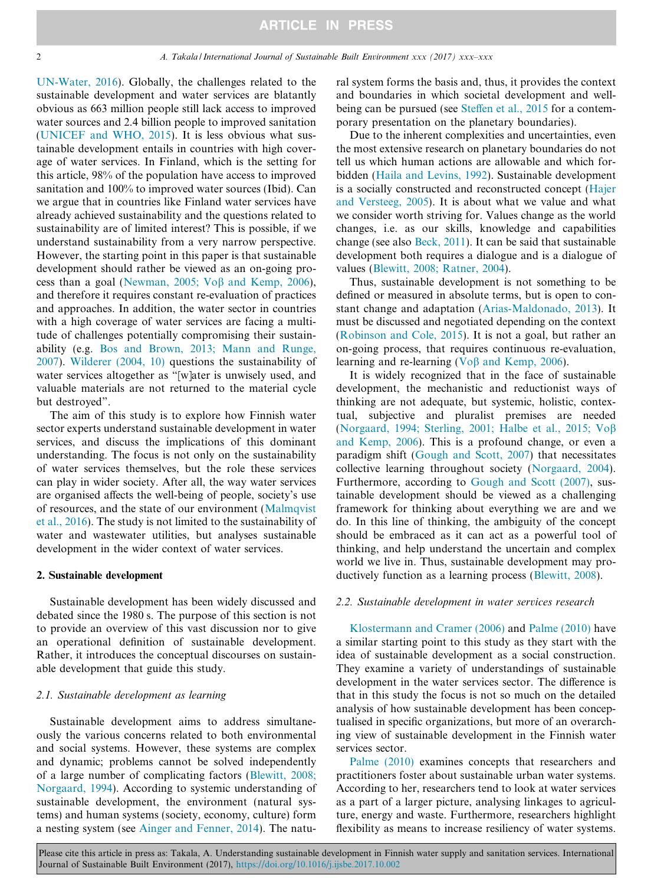UN-Water, 2016). Globally, the challenges related to the sustainable development and water services are blatantly obvious as 663 million people still lack access to improved water sources and 2.4 billion people to improved sanitation (UNICEF and WHO, 2015). It is less obvious what sustainable development entails in countries with high coverage of water services. In Finland, which is the setting for this article, 98% of the population have access to improved sanitation and 100% to improved water sources (Ibid). Can we argue that in countries like Finland water services have already achieved sustainability and the questions related to sustainability are of limited interest? This is possible, if we understand sustainability from a very narrow perspective. However, the starting point in this paper is that sustainable development should rather be viewed as an on-going process than a goal (Newman, 2005; Voβ and Kemp, 2006), and therefore it requires constant re-evaluation of practices and approaches. In addition, the water sector in countries with a high coverage of water services are facing a multitude of challenges potentially compromising their sustainability (e.g. Bos and Brown, 2013; Mann and Runge, 2007). Wilderer (2004, 10) questions the sustainability of water services altogether as "[w]ater is unwisely used, and valuable materials are not returned to the material cycle but destroyed".

The aim of this study is to explore how Finnish water sector experts understand sustainable development in water services, and discuss the implications of this dominant understanding. The focus is not only on the sustainability of water services themselves, but the role these services can play in wider society. After all, the way water services are organised affects the well-being of people, society's use of resources, and the state of our environment (Malmqvist et al., 2016). The study is not limited to the sustainability of water and wastewater utilities, but analyses sustainable development in the wider context of water services.

## 2. Sustainable development

Sustainable development has been widely discussed and debated since the 1980 s. The purpose of this section is not to provide an overview of this vast discussion nor to give an operational definition of sustainable development. Rather, it introduces the conceptual discourses on sustainable development that guide this study.

### *2.1. Sustainable development as learning*

Sustainable development aims to address simultaneously the various concerns related to both environmental and social systems. However, these systems are complex and dynamic; problems cannot be solved independently of a large number of complicating factors (Blewitt, 2008; Norgaard, 1994). According to systemic understanding of sustainable development, the environment (natural systems) and human systems (society, economy, culture) form a nesting system (see Ainger and Fenner, 2014). The natural system forms the basis and, thus, it provides the context and boundaries in which societal development and well-being can be pursued (see Steffen et al., 2015 for a contemporary presentation on the planetary boundaries).

Due to the inherent complexities and uncertainties, even the most extensive research on planetary boundaries do not tell us which human actions are allowable and which forbidden (Haila and Levins, 1992). Sustainable development is a socially constructed and reconstructed concept (Hajer and Versteeg, 2005). It is about what we value and what we consider worth striving for. Values change as the world changes, i.e. as our skills, knowledge and capabilities change (see also Beck, 2011). It can be said that sustainable development both requires a dialogue and is a dialogue of values (Blewitt, 2008; Ratner, 2004).

Thus, sustainable development is not something to be defined or measured in absolute terms, but is open to constant change and adaptation (Arias-Maldonado, 2013). It must be discussed and negotiated depending on the context (Robinson and Cole, 2015). It is not a goal, but rather an on-going process, that requires continuous re-evaluation, learning and re-learning (Voβ and Kemp, 2006).

It is widely recognized that in the face of sustainable development, the mechanistic and reductionist ways of thinking are not adequate, but systemic, holistic, contextual, subjective and pluralist premises are needed (Norgaard, 1994; Sterling, 2001; Halbe et al., 2015; Voβ and Kemp, 2006). This is a profound change, or even a paradigm shift (Gough and Scott, 2007) that necessitates collective learning throughout society (Norgaard, 2004). Furthermore, according to Gough and Scott (2007), sustainable development should be viewed as a challenging framework for thinking about everything we are and we do. In this line of thinking, the ambiguity of the concept should be embraced as it can act as a powerful tool of thinking, and help understand the uncertain and complex world we live in. Thus, sustainable development may productively function as a learning process (Blewitt, 2008).

### *2.2. Sustainable development in water services research*

Klostermann and Cramer (2006) and Palme (2010) have a similar starting point to this study as they start with the idea of sustainable development as a social construction. They examine a variety of understandings of sustainable development in the water services sector. The difference is that in this study the focus is not so much on the detailed analysis of how sustainable development has been conceptualised in specific organizations, but more of an overarching view of sustainable development in the Finnish water services sector.

Palme (2010) examines concepts that researchers and practitioners foster about sustainable urban water systems. According to her, researchers tend to look at water services as a part of a larger picture, analysing linkages to agriculture, energy and waste. Furthermore, researchers highlight flexibility as means to increase resiliency of water systems.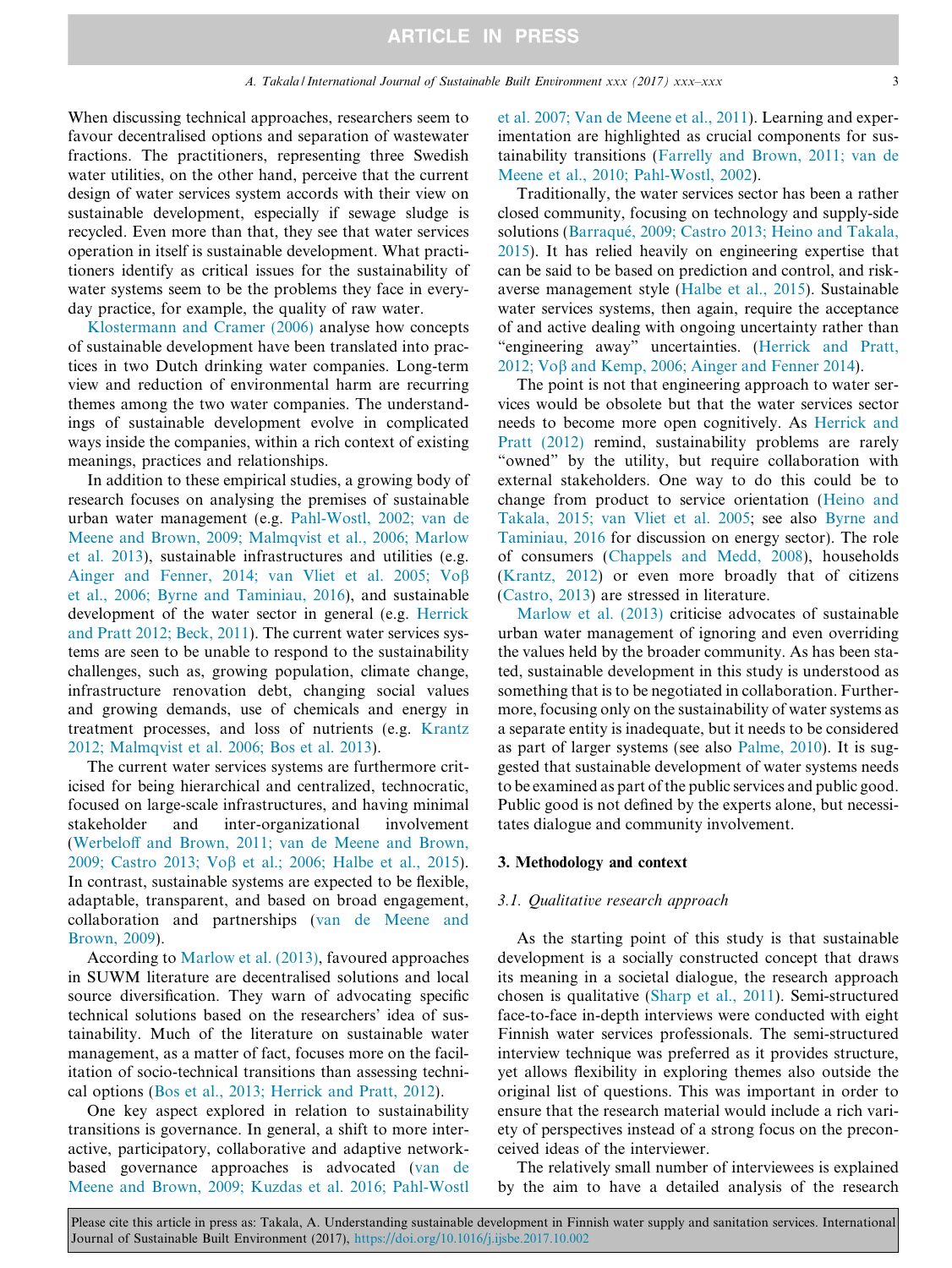When discussing technical approaches, researchers seem to favour decentralised options and separation of wastewater fractions. The practitioners, representing three Swedish water utilities, on the other hand, perceive that the current design of water services system accords with their view on sustainable development, especially if sewage sludge is recycled. Even more than that, they see that water services operation in itself is sustainable development. What practitioners identify as critical issues for the sustainability of water systems seem to be the problems they face in everyday practice, for example, the quality of raw water.

Klostermann and Cramer (2006) analyse how concepts of sustainable development have been translated into practices in two Dutch drinking water companies. Long-term view and reduction of environmental harm are recurring themes among the two water companies. The understandings of sustainable development evolve in complicated ways inside the companies, within a rich context of existing meanings, practices and relationships.

In addition to these empirical studies, a growing body of research focuses on analysing the premises of sustainable urban water management (e.g. Pahl-Wostl, 2002; van de Meene and Brown, 2009; Malmqvist et al., 2006; Marlow et al. 2013), sustainable infrastructures and utilities (e.g. Ainger and Fenner, 2014; van Vliet et al. 2005; Voβ et al., 2006; Byrne and Taminiau, 2016), and sustainable development of the water sector in general (e.g. Herrick and Pratt 2012; Beck, 2011). The current water services systems are seen to be unable to respond to the sustainability challenges, such as, growing population, climate change, infrastructure renovation debt, changing social values and growing demands, use of chemicals and energy in treatment processes, and loss of nutrients (e.g. Krantz 2012; Malmqvist et al. 2006; Bos et al. 2013).

The current water services systems are furthermore criticised for being hierarchical and centralized, technocratic, focused on large-scale infrastructures, and having minimal stakeholder and inter-organizational involvement (Werbeloff and Brown, 2011; van de Meene and Brown, 2009; Castro 2013; Voβ et al.; 2006; Halbe et al., 2015). In contrast, sustainable systems are expected to be flexible, adaptable, transparent, and based on broad engagement, collaboration and partnerships (van de Meene and Brown, 2009).

According to Marlow et al. (2013), favoured approaches in SUWM literature are decentralised solutions and local source diversification. They warn of advocating specific technical solutions based on the researchers' idea of sustainability. Much of the literature on sustainable water management, as a matter of fact, focuses more on the facilitation of socio-technical transitions than assessing technical options (Bos et al., 2013; Herrick and Pratt, 2012).

One key aspect explored in relation to sustainability transitions is governance. In general, a shift to more interactive, participatory, collaborative and adaptive network-based governance approaches is advocated (van de Meene and Brown, 2009; Kuzdas et al. 2016; Pahl-Wostl et al. 2007; Van de Meene et al., 2011). Learning and experimentation are highlighted as crucial components for sustainability transitions (Farrelly and Brown, 2011; van de Meene et al., 2010; Pahl-Wostl, 2002).

Traditionally, the water services sector has been a rather closed community, focusing on technology and supply-side solutions (Barraqué, 2009; Castro 2013; Heino and Takala, 2015). It has relied heavily on engineering expertise that can be said to be based on prediction and control, and risk-averse management style (Halbe et al., 2015). Sustainable water services systems, then again, require the acceptance of and active dealing with ongoing uncertainty rather than "engineering away" uncertainties. (Herrick and Pratt, 2012; Voβ and Kemp, 2006; Ainger and Fenner 2014).

The point is not that engineering approach to water services would be obsolete but that the water services sector needs to become more open cognitively. As Herrick and Pratt (2012) remind, sustainability problems are rarely "owned" by the utility, but require collaboration with external stakeholders. One way to do this could be to change from product to service orientation (Heino and Takala, 2015; van Vliet et al. 2005; see also Byrne and Taminiau, 2016 for discussion on energy sector). The role of consumers (Chappels and Medd, 2008), households (Krantz, 2012) or even more broadly that of citizens (Castro, 2013) are stressed in literature.

Marlow et al. (2013) criticise advocates of sustainable urban water management of ignoring and even overriding the values held by the broader community. As has been stated, sustainable development in this study is understood as something that is to be negotiated in collaboration. Furthermore, focusing only on the sustainability of water systems as a separate entity is inadequate, but it needs to be considered as part of larger systems (see also Palme, 2010). It is suggested that sustainable development of water systems needs to be examined as part of the public services and public good. Public good is not defined by the experts alone, but necessitates dialogue and community involvement.

## 3. Methodology and context

### 3.1. Qualitative research approach

As the starting point of this study is that sustainable development is a socially constructed concept that draws its meaning in a societal dialogue, the research approach chosen is qualitative (Sharp et al., 2011). Semi-structured face-to-face in-depth interviews were conducted with eight Finnish water services professionals. The semi-structured interview technique was preferred as it provides structure, yet allows flexibility in exploring themes also outside the original list of questions. This was important in order to ensure that the research material would include a rich variety of perspectives instead of a strong focus on the preconceived ideas of the interviewer.

The relatively small number of interviewees is explained by the aim to have a detailed analysis of the research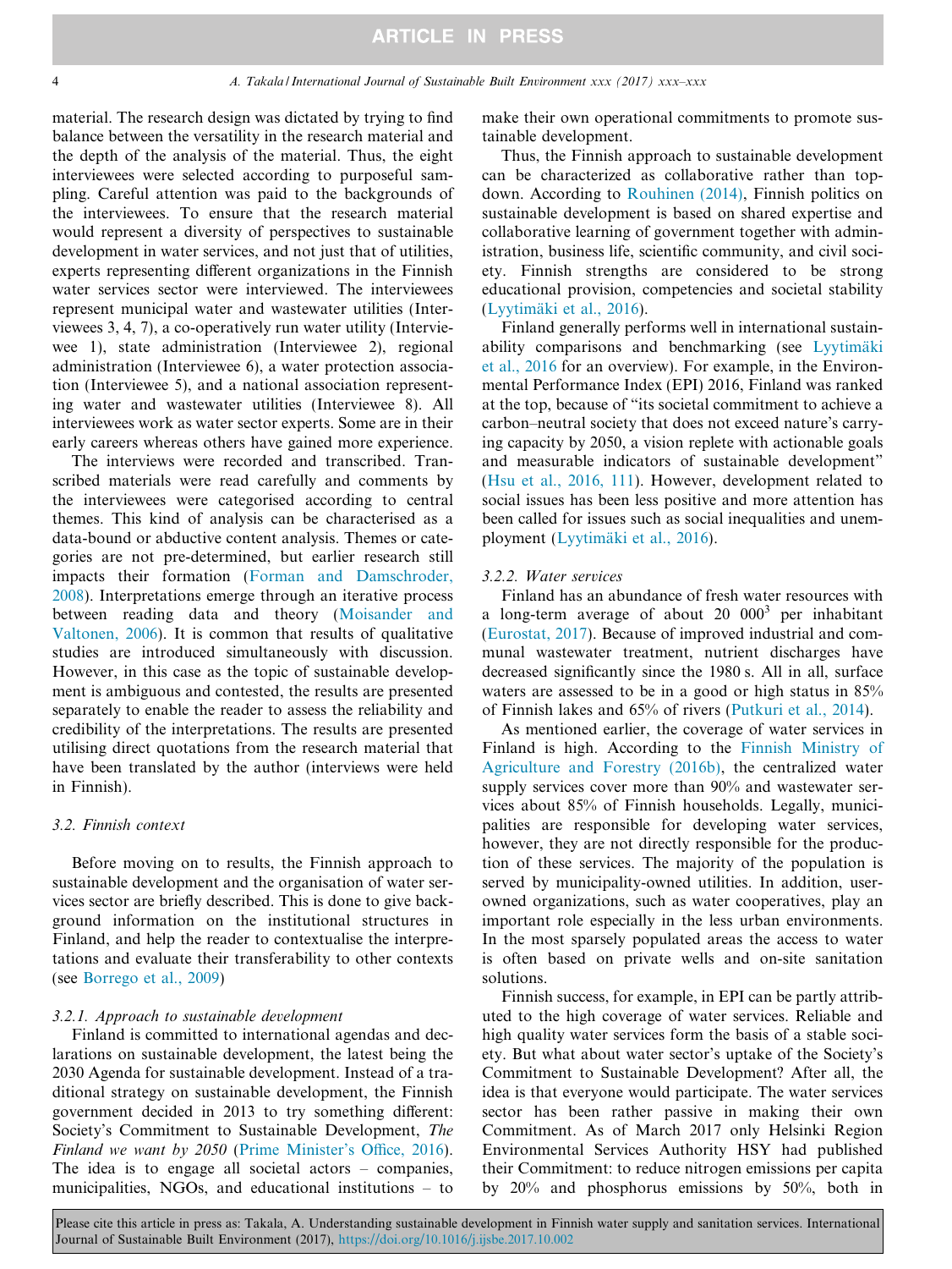material. The research design was dictated by trying to find balance between the versatility in the research material and the depth of the analysis of the material. Thus, the eight interviewees were selected according to purposeful sampling. Careful attention was paid to the backgrounds of the interviewees. To ensure that the research material would represent a diversity of perspectives to sustainable development in water services, and not just that of utilities, experts representing different organizations in the Finnish water services sector were interviewed. The interviewees represent municipal water and wastewater utilities (Interviewees 3, 4, 7), a co-operatively run water utility (Interviewee 1), state administration (Interviewee 2), regional administration (Interviewee 6), a water protection association (Interviewee 5), and a national association representing water and wastewater utilities (Interviewee 8). All interviewees work as water sector experts. Some are in their early careers whereas others have gained more experience.

The interviews were recorded and transcribed. Transcribed materials were read carefully and comments by the interviewees were categorised according to central themes. This kind of analysis can be characterised as a data-bound or abductive content analysis. Themes or categories are not pre-determined, but earlier research still impacts their formation (Forman and Damschroder, 2008). Interpretations emerge through an iterative process between reading data and theory (Moisander and Valtonen, 2006). It is common that results of qualitative studies are introduced simultaneously with discussion. However, in this case as the topic of sustainable development is ambiguous and contested, the results are presented separately to enable the reader to assess the reliability and credibility of the interpretations. The results are presented utilising direct quotations from the research material that have been translated by the author (interviews were held in Finnish).

### 3.2. Finnish context

Before moving on to results, the Finnish approach to sustainable development and the organisation of water services sector are briefly described. This is done to give background information on the institutional structures in Finland, and help the reader to contextualise the interpretations and evaluate their transferability to other contexts (see Borrego et al., 2009)

#### 3.2.1. Approach to sustainable development

Finland is committed to international agendas and declarations on sustainable development, the latest being the 2030 Agenda for sustainable development. Instead of a traditional strategy on sustainable development, the Finnish government decided in 2013 to try something different: Society's Commitment to Sustainable Development, *The Finland we want by 2050* (Prime Minister's Office, 2016). The idea is to engage all societal actors – companies, municipalities, NGOs, and educational institutions – to make their own operational commitments to promote sustainable development.

Thus, the Finnish approach to sustainable development can be characterized as collaborative rather than top-down. According to Rouhinen (2014), Finnish politics on sustainable development is based on shared expertise and collaborative learning of government together with administration, business life, scientific community, and civil society. Finnish strengths are considered to be strong educational provision, competencies and societal stability (Lyytimäki et al., 2016).

Finland generally performs well in international sustainability comparisons and benchmarking (see Lyytimäki et al., 2016 for an overview). For example, in the Environmental Performance Index (EPI) 2016, Finland was ranked at the top, because of "its societal commitment to achieve a carbon–neutral society that does not exceed nature's carrying capacity by 2050, a vision replete with actionable goals and measurable indicators of sustainable development" (Hsu et al., 2016, 111). However, development related to social issues has been less positive and more attention has been called for issues such as social inequalities and unemployment (Lyytimäki et al., 2016).

#### 3.2.2. Water services

Finland has an abundance of fresh water resources with a long-term average of about 20 $000^3$ per inhabitant (Eurostat, 2017). Because of improved industrial and communal wastewater treatment, nutrient discharges have decreased significantly since the 1980 s. All in all, surface waters are assessed to be in a good or high status in 85% of Finnish lakes and 65% of rivers (Putkuri et al., 2014).

As mentioned earlier, the coverage of water services in Finland is high. According to the Finnish Ministry of Agriculture and Forestry (2016b), the centralized water supply services cover more than 90% and wastewater services about 85% of Finnish households. Legally, municipalities are responsible for developing water services, however, they are not directly responsible for the production of these services. The majority of the population is served by municipality-owned utilities. In addition, user-owned organizations, such as water cooperatives, play an important role especially in the less urban environments. In the most sparsely populated areas the access to water is often based on private wells and on-site sanitation solutions.

Finnish success, for example, in EPI can be partly attributed to the high coverage of water services. Reliable and high quality water services form the basis of a stable society. But what about water sector's uptake of the Society's Commitment to Sustainable Development? After all, the idea is that everyone would participate. The water services sector has been rather passive in making their own Commitment. As of March 2017 only Helsinki Region Environmental Services Authority HSY had published their Commitment: to reduce nitrogen emissions per capita by 20% and phosphorus emissions by 50%, both in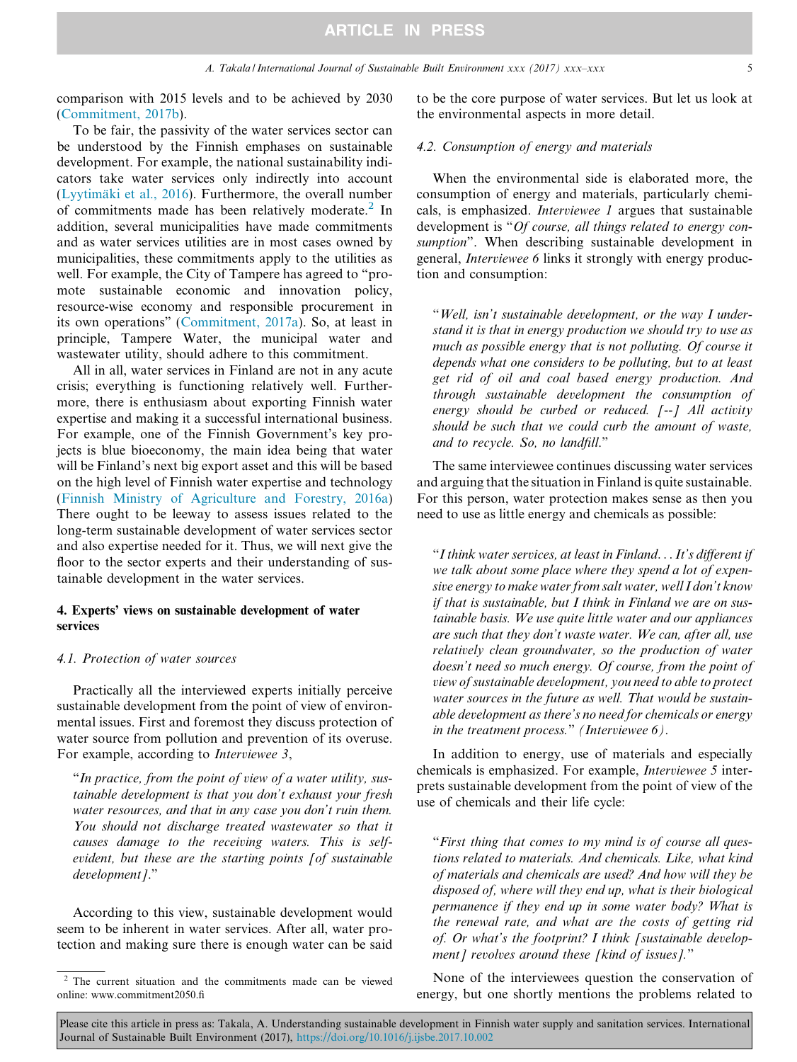comparison with 2015 levels and to be achieved by 2030 (Commitment, 2017b).

To be fair, the passivity of the water services sector can be understood by the Finnish emphases on sustainable development. For example, the national sustainability indicators take water services only indirectly into account (Lyytimäki et al., 2016). Furthermore, the overall number of commitments made has been relatively moderate.[2] In addition, several municipalities have made commitments and as water services utilities are in most cases owned by municipalities, these commitments apply to the utilities as well. For example, the City of Tampere has agreed to "promote sustainable economic and innovation policy, resource-wise economy and responsible procurement in its own operations" (Commitment, 2017a). So, at least in principle, Tampere Water, the municipal water and wastewater utility, should adhere to this commitment.

All in all, water services in Finland are not in any acute crisis; everything is functioning relatively well. Furthermore, there is enthusiasm about exporting Finnish water expertise and making it a successful international business. For example, one of the Finnish Government's key projects is blue bioeconomy, the main idea being that water will be Finland's next big export asset and this will be based on the high level of Finnish water expertise and technology (Finnish Ministry of Agriculture and Forestry, 2016a) There ought to be leeway to assess issues related to the long-term sustainable development of water services sector and also expertise needed for it. Thus, we will next give the floor to the sector experts and their understanding of sustainable development in the water services.

## 4. Experts' views on sustainable development of water services

### 4.1. Protection of water sources

Practically all the interviewed experts initially perceive sustainable development from the point of view of environmental issues. First and foremost they discuss protection of water source from pollution and prevention of its overuse. For example, according to *Interviewee 3*,

> "*In practice, from the point of view of a water utility, sustainable development is that you don't exhaust your fresh water resources, and that in any case you don't ruin them. You should not discharge treated wastewater so that it causes damage to the receiving waters. This is self-evident, but these are the starting points [of sustainable development]*."

According to this view, sustainable development would seem to be inherent in water services. After all, water protection and making sure there is enough water can be said to be the core purpose of water services. But let us look at the environmental aspects in more detail.

### 4.2. Consumption of energy and materials

When the environmental side is elaborated more, the consumption of energy and materials, particularly chemicals, is emphasized. *Interviewee 1* argues that sustainable development is "*Of course, all things related to energy consumption*". When describing sustainable development in general, *Interviewee 6* links it strongly with energy production and consumption:

> "*Well, isn't sustainable development, or the way I understand it is that in energy production we should try to use as much as possible energy that is not polluting. Of course it depends what one considers to be polluting, but to at least get rid of oil and coal based energy production. And through sustainable development the consumption of energy should be curbed or reduced. [--] All activity should be such that we could curb the amount of waste, and to recycle. So, no landfill.*"

The same interviewee continues discussing water services and arguing that the situation in Finland is quite sustainable. For this person, water protection makes sense as then you need to use as little energy and chemicals as possible:

> "*I think water services, at least in Finland... It's different if we talk about some place where they spend a lot of expensive energy to make water from salt water, well I don't know if that is sustainable, but I think in Finland we are on sustainable basis. We use quite little water and our appliances are such that they don't waste water. We can, after all, use relatively clean groundwater, so the production of water doesn't need so much energy. Of course, from the point of view of sustainable development, you need to able to protect water sources in the future as well. That would be sustainable development as there's no need for chemicals or energy in the treatment process.*" *(Interviewee 6)*.

In addition to energy, use of materials and especially chemicals is emphasized. For example, *Interviewee 5* interprets sustainable development from the point of view of the use of chemicals and their life cycle:

> "*First thing that comes to my mind is of course all questions related to materials. And chemicals. Like, what kind of materials and chemicals are used? And how will they be disposed of, where will they end up, what is their biological permanence if they end up in some water body? What is the renewal rate, and what are the costs of getting rid of. Or what's the footprint? I think [sustainable development] revolves around these [kind of issues].*"

None of the interviewees question the conservation of energy, but one shortly mentions the problems related to

[2] The current situation and the commitments made can be viewed online: www.commitment2050.fi

Please cite this article in press as: Takala, A. Understanding sustainable development in Finnish water supply and sanitation services. International Journal of Sustainable Built Environment (2017), https://doi.org/10.1016/j.ijsbe.2017.10.002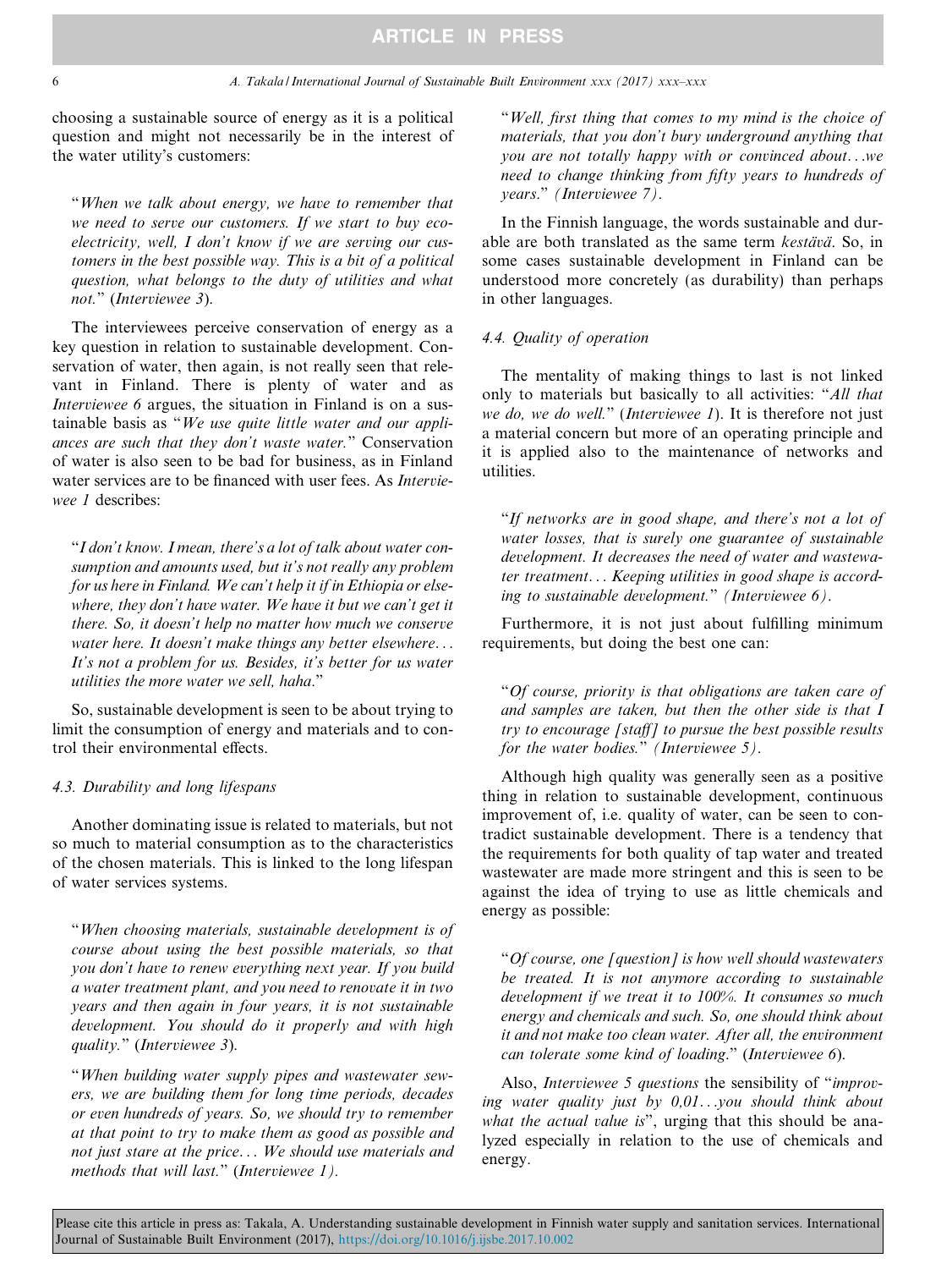choosing a sustainable source of energy as it is a political question and might not necessarily be in the interest of the water utility's customers:

> "*When we talk about energy, we have to remember that we need to serve our customers. If we start to buy eco-electricity, well, I don't know if we are serving our customers in the best possible way. This is a bit of a political question, what belongs to the duty of utilities and what not.*" (*Interviewee 3*).

The interviewees perceive conservation of energy as a key question in relation to sustainable development. Conservation of water, then again, is not really seen that relevant in Finland. There is plenty of water and as *Interviewee 6* argues, the situation in Finland is on a sustainable basis as "*We use quite little water and our appliances are such that they don't waste water.*" Conservation of water is also seen to be bad for business, as in Finland water services are to be financed with user fees. As *Interviewee 1* describes:

> "*I don't know. I mean, there's a lot of talk about water consumption and amounts used, but it's not really any problem for us here in Finland. We can't help it if in Ethiopia or elsewhere, they don't have water. We have it but we can't get it there. So, it doesn't help no matter how much we conserve water here. It doesn't make things any better elsewhere… It's not a problem for us. Besides, it's better for us water utilities the more water we sell, haha.*"

So, sustainable development is seen to be about trying to limit the consumption of energy and materials and to control their environmental effects.

### 4.3. Durability and long lifespans

Another dominating issue is related to materials, but not so much to material consumption as to the characteristics of the chosen materials. This is linked to the long lifespan of water services systems.

> "*When choosing materials, sustainable development is of course about using the best possible materials, so that you don't have to renew everything next year. If you build a water treatment plant, and you need to renovate it in two years and then again in four years, it is not sustainable development. You should do it properly and with high quality.*" (*Interviewee 3*).

> "*When building water supply pipes and wastewater sewers, we are building them for long time periods, decades or even hundreds of years. So, we should try to remember at that point to try to make them as good as possible and not just stare at the price… We should use materials and methods that will last.*" (*Interviewee 1).*

> "*Well, first thing that comes to my mind is the choice of materials, that you don't bury underground anything that you are not totally happy with or convinced about…we need to change thinking from fifty years to hundreds of years.*" *(Interviewee 7).*

In the Finnish language, the words sustainable and durable are both translated as the same term *kestävä*. So, in some cases sustainable development in Finland can be understood more concretely (as durability) than perhaps in other languages.

### 4.4. Quality of operation

The mentality of making things to last is not linked only to materials but basically to all activities: "*All that we do, we do well.*" (*Interviewee 1*). It is therefore not just a material concern but more of an operating principle and it is applied also to the maintenance of networks and utilities.

> "*If networks are in good shape, and there's not a lot of water losses, that is surely one guarantee of sustainable development. It decreases the need of water and wastewater treatment… Keeping utilities in good shape is according to sustainable development.*" *(Interviewee 6).*

Furthermore, it is not just about fulfilling minimum requirements, but doing the best one can:

> "*Of course, priority is that obligations are taken care of and samples are taken, but then the other side is that I try to encourage [staff] to pursue the best possible results for the water bodies.*" *(Interviewee 5).*

Although high quality was generally seen as a positive thing in relation to sustainable development, continuous improvement of, i.e. quality of water, can be seen to contradict sustainable development. There is a tendency that the requirements for both quality of tap water and treated wastewater are made more stringent and this is seen to be against the idea of trying to use as little chemicals and energy as possible:

> "*Of course, one [question] is how well should wastewaters be treated. It is not anymore according to sustainable development if we treat it to 100%. It consumes so much energy and chemicals and such. So, one should think about it and not make too clean water. After all, the environment can tolerate some kind of loading.*" (*Interviewee 6*).

Also, *Interviewee 5 questions* the sensibility of "*improving water quality just by 0,01…you should think about what the actual value is*", urging that this should be analyzed especially in relation to the use of chemicals and energy.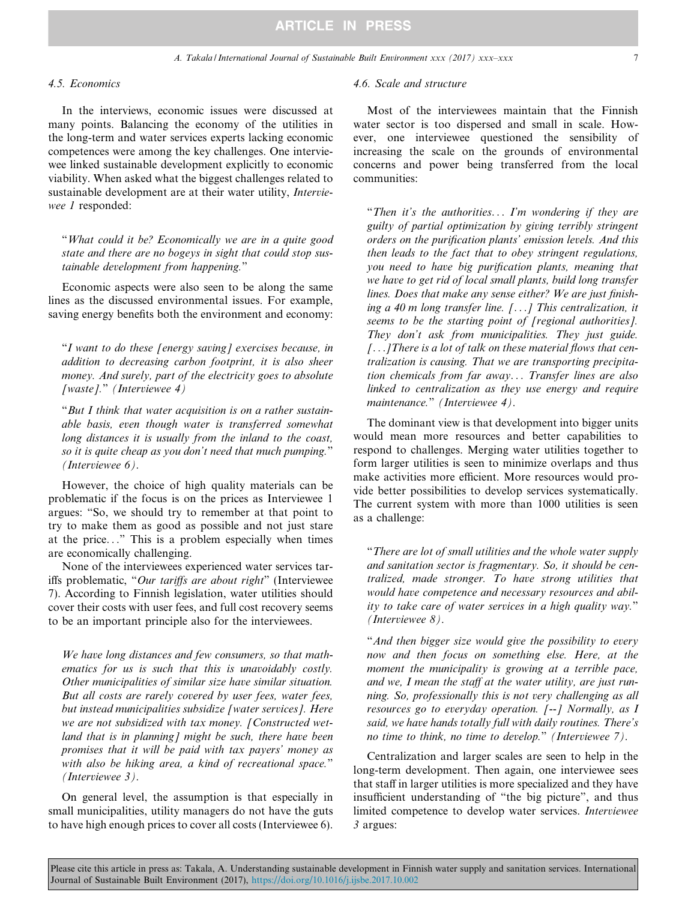### 4.5. Economics

In the interviews, economic issues were discussed at many points. Balancing the economy of the utilities in the long-term and water services experts lacking economic competences were among the key challenges. One interviewee linked sustainable development explicitly to economic viability. When asked what the biggest challenges related to sustainable development are at their water utility, *Interviewee 1* responded:

> "*What could it be? Economically we are in a quite good state and there are no bogeys in sight that could stop sustainable development from happening.*"

Economic aspects were also seen to be along the same lines as the discussed environmental issues. For example, saving energy benefits both the environment and economy:

> "*I want to do these [energy saving] exercises because, in addition to decreasing carbon footprint, it is also sheer money. And surely, part of the electricity goes to absolute [waste].*" *(Interviewee 4)*

> "*But I think that water acquisition is on a rather sustainable basis, even though water is transferred somewhat long distances it is usually from the inland to the coast, so it is quite cheap as you don't need that much pumping.*" *(Interviewee 6)*.

However, the choice of high quality materials can be problematic if the focus is on the prices as Interviewee 1 argues: "So, we should try to remember at that point to try to make them as good as possible and not just stare at the price…" This is a problem especially when times are economically challenging.

None of the interviewees experienced water services tariffs problematic, "*Our tariffs are about right*" (Interviewee 7). According to Finnish legislation, water utilities should cover their costs with user fees, and full cost recovery seems to be an important principle also for the interviewees.

> *We have long distances and few consumers, so that mathematics for us is such that this is unavoidably costly. Other municipalities of similar size have similar situation. But all costs are rarely covered by user fees, water fees, but instead municipalities subsidize [water services]. Here we are not subsidized with tax money. [Constructed wetland that is in planning] might be such, there have been promises that it will be paid with tax payers' money as with also be hiking area, a kind of recreational space.*" *(Interviewee 3)*.

On general level, the assumption is that especially in small municipalities, utility managers do not have the guts to have high enough prices to cover all costs (Interviewee 6).

### 4.6. Scale and structure

Most of the interviewees maintain that the Finnish water sector is too dispersed and small in scale. However, one interviewee questioned the sensibility of increasing the scale on the grounds of environmental concerns and power being transferred from the local communities:

> "*Then it's the authorities… I'm wondering if they are guilty of partial optimization by giving terribly stringent orders on the purification plants' emission levels. And this then leads to the fact that to obey stringent regulations, you need to have big purification plants, meaning that we have to get rid of local small plants, build long transfer lines. Does that make any sense either? We are just finishing a 40 m long transfer line. […] This centralization, it seems to be the starting point of [regional authorities]. They don't ask from municipalities. They just guide. […]There is a lot of talk on these material flows that centralization is causing. That we are transporting precipitation chemicals from far away… Transfer lines are also linked to centralization as they use energy and require maintenance.*" *(Interviewee 4)*.

The dominant view is that development into bigger units would mean more resources and better capabilities to respond to challenges. Merging water utilities together to form larger utilities is seen to minimize overlaps and thus make activities more efficient. More resources would provide better possibilities to develop services systematically. The current system with more than 1000 utilities is seen as a challenge:

> "*There are lot of small utilities and the whole water supply and sanitation sector is fragmentary. So, it should be centralized, made stronger. To have strong utilities that would have competence and necessary resources and ability to take care of water services in a high quality way.*" *(Interviewee 8)*.

> "*And then bigger size would give the possibility to every now and then focus on something else. Here, at the moment the municipality is growing at a terrible pace, and we, I mean the staff at the water utility, are just running. So, professionally this is not very challenging as all resources go to everyday operation. [--] Normally, as I said, we have hands totally full with daily routines. There's no time to think, no time to develop.*" *(Interviewee 7)*.

Centralization and larger scales are seen to help in the long-term development. Then again, one interviewee sees that staff in larger utilities is more specialized and they have insufficient understanding of "the big picture", and thus limited competence to develop water services. *Interviewee 3* argues: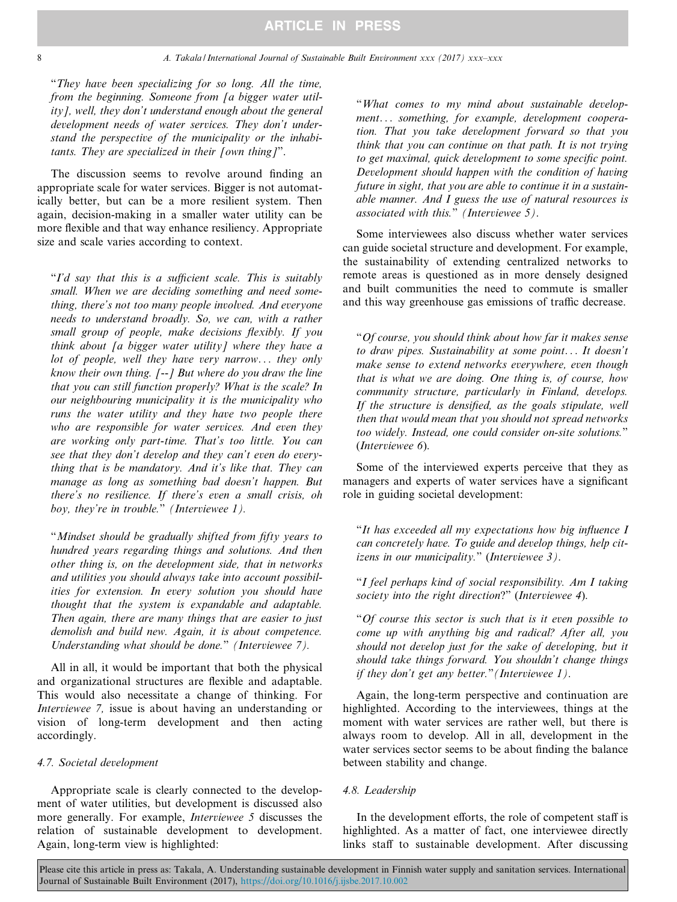"*They have been specializing for so long. All the time, from the beginning. Someone from [a bigger water utility], well, they don't understand enough about the general development needs of water services. They don't understand the perspective of the municipality or the inhabitants. They are specialized in their [own thing]*".

The discussion seems to revolve around finding an appropriate scale for water services. Bigger is not automatically better, but can be a more resilient system. Then again, decision-making in a smaller water utility can be more flexible and that way enhance resiliency. Appropriate size and scale varies according to context.

"*I'd say that this is a sufficient scale. This is suitably small. When we are deciding something and need something, there's not too many people involved. And everyone needs to understand broadly. So, we can, with a rather small group of people, make decisions flexibly. If you think about [a bigger water utility] where they have a lot of people, well they have very narrow… they only know their own thing. [--] But where do you draw the line that you can still function properly? What is the scale? In our neighbouring municipality it is the municipality who runs the water utility and they have two people there who are responsible for water services. And even they are working only part-time. That's too little. You can see that they don't develop and they can't even do everything that is be mandatory. And it's like that. They can manage as long as something bad doesn't happen. But there's no resilience. If there's even a small crisis, oh boy, they're in trouble.*" *(Interviewee 1).*

"*Mindset should be gradually shifted from fifty years to hundred years regarding things and solutions. And then other thing is, on the development side, that in networks and utilities you should always take into account possibilities for extension. In every solution you should have thought that the system is expandable and adaptable. Then again, there are many things that are easier to just demolish and build new. Again, it is about competence. Understanding what should be done.*" *(Interviewee 7).*

All in all, it would be important that both the physical and organizational structures are flexible and adaptable. This would also necessitate a change of thinking. For *Interviewee 7,* issue is about having an understanding or vision of long-term development and then acting accordingly.

### 4.7. Societal development

Appropriate scale is clearly connected to the development of water utilities, but development is discussed also more generally. For example, *Interviewee 5* discusses the relation of sustainable development to development. Again, long-term view is highlighted:

"*What comes to my mind about sustainable development… something, for example, development cooperation. That you take development forward so that you think that you can continue on that path. It is not trying to get maximal, quick development to some specific point. Development should happen with the condition of having future in sight, that you are able to continue it in a sustainable manner. And I guess the use of natural resources is associated with this.*" *(Interviewee 5).*

Some interviewees also discuss whether water services can guide societal structure and development. For example, the sustainability of extending centralized networks to remote areas is questioned as in more densely designed and built communities the need to commute is smaller and this way greenhouse gas emissions of traffic decrease.

"*Of course, you should think about how far it makes sense to draw pipes. Sustainability at some point… It doesn't make sense to extend networks everywhere, even though that is what we are doing. One thing is, of course, how community structure, particularly in Finland, develops. If the structure is densified, as the goals stipulate, well then that would mean that you should not spread networks too widely. Instead, one could consider on-site solutions.*" (*Interviewee 6*).

Some of the interviewed experts perceive that they as managers and experts of water services have a significant role in guiding societal development:

"*It has exceeded all my expectations how big influence I can concretely have. To guide and develop things, help citizens in our municipality.*" (*Interviewee 3).*

"*I feel perhaps kind of social responsibility. Am I taking society into the right direction*?" (*Interviewee 4*).

"*Of course this sector is such that is it even possible to come up with anything big and radical? After all, you should not develop just for the sake of developing, but it should take things forward. You shouldn't change things if they don't get any better.*"*(Interviewee 1).*

Again, the long-term perspective and continuation are highlighted. According to the interviewees, things at the moment with water services are rather well, but there is always room to develop. All in all, development in the water services sector seems to be about finding the balance between stability and change.

### 4.8. Leadership

In the development efforts, the role of competent staff is highlighted. As a matter of fact, one interviewee directly links staff to sustainable development. After discussing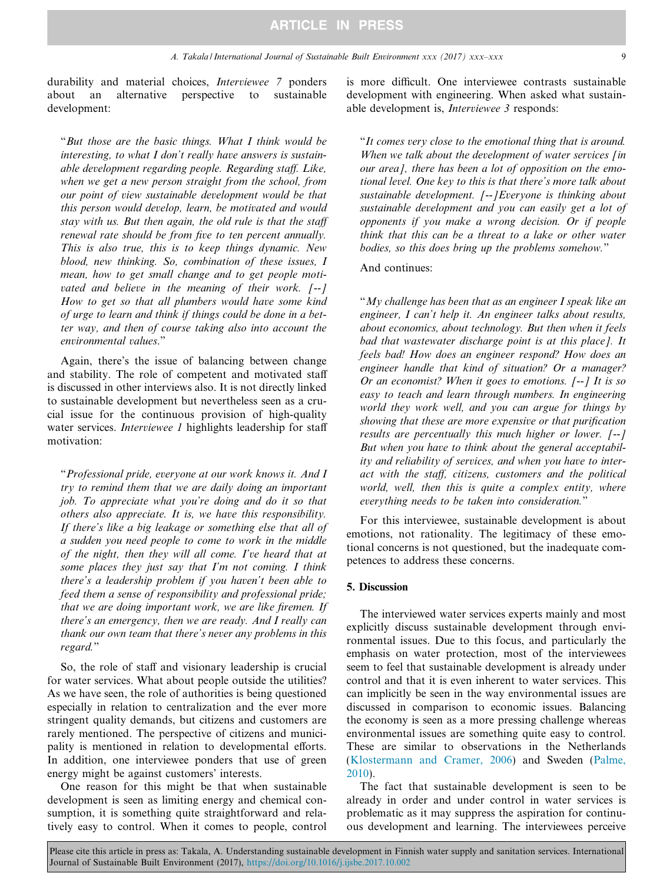durability and material choices, *Interviewee 7* ponders about an alternative perspective to sustainable development:

> "*But those are the basic things. What I think would be interesting, to what I don't really have answers is sustainable development regarding people. Regarding staff. Like, when we get a new person straight from the school, from our point of view sustainable development would be that this person would develop, learn, be motivated and would stay with us. But then again, the old rule is that the staff renewal rate should be from five to ten percent annually. This is also true, this is to keep things dynamic. New blood, new thinking. So, combination of these issues, I mean, how to get small change and to get people motivated and believe in the meaning of their work. [--] How to get so that all plumbers would have some kind of urge to learn and think if things could be done in a better way, and then of course taking also into account the environmental values.*"

Again, there's the issue of balancing between change and stability. The role of competent and motivated staff is discussed in other interviews also. It is not directly linked to sustainable development but nevertheless seen as a crucial issue for the continuous provision of high-quality water services. *Interviewee 1* highlights leadership for staff motivation:

> "*Professional pride, everyone at our work knows it. And I try to remind them that we are daily doing an important job. To appreciate what you're doing and do it so that others also appreciate. It is, we have this responsibility. If there's like a big leakage or something else that all of a sudden you need people to come to work in the middle of the night, then they will all come. I've heard that at some places they just say that I'm not coming. I think there's a leadership problem if you haven't been able to feed them a sense of responsibility and professional pride; that we are doing important work, we are like firemen. If there's an emergency, then we are ready. And I really can thank our own team that there's never any problems in this regard.*"

So, the role of staff and visionary leadership is crucial for water services. What about people outside the utilities? As we have seen, the role of authorities is being questioned especially in relation to centralization and the ever more stringent quality demands, but citizens and customers are rarely mentioned. The perspective of citizens and municipality is mentioned in relation to developmental efforts. In addition, one interviewee ponders that use of green energy might be against customers' interests.

One reason for this might be that when sustainable development is seen as limiting energy and chemical consumption, it is something quite straightforward and relatively easy to control. When it comes to people, control is more difficult. One interviewee contrasts sustainable development with engineering. When asked what sustainable development is, *Interviewee 3* responds:

> "*It comes very close to the emotional thing that is around. When we talk about the development of water services [in our area], there has been a lot of opposition on the emotional level. One key to this is that there's more talk about sustainable development. [--]Everyone is thinking about sustainable development and you can easily get a lot of opponents if you make a wrong decision. Or if people think that this can be a threat to a lake or other water bodies, so this does bring up the problems somehow.*"

And continues:

> "*My challenge has been that as an engineer I speak like an engineer, I can't help it. An engineer talks about results, about economics, about technology. But then when it feels bad that wastewater discharge point is at this place]. It feels bad! How does an engineer respond? How does an engineer handle that kind of situation? Or a manager? Or an economist? When it goes to emotions. [--] It is so easy to teach and learn through numbers. In engineering world they work well, and you can argue for things by showing that these are more expensive or that purification results are percentually this much higher or lower. [--] But when you have to think about the general acceptability and reliability of services, and when you have to interact with the staff, citizens, customers and the political world, well, then this is quite a complex entity, where everything needs to be taken into consideration.*"

For this interviewee, sustainable development is about emotions, not rationality. The legitimacy of these emotional concerns is not questioned, but the inadequate competences to address these concerns.

## 5. Discussion

The interviewed water services experts mainly and most explicitly discuss sustainable development through environmental issues. Due to this focus, and particularly the emphasis on water protection, most of the interviewees seem to feel that sustainable development is already under control and that it is even inherent to water services. This can implicitly be seen in the way environmental issues are discussed in comparison to economic issues. Balancing the economy is seen as a more pressing challenge whereas environmental issues are something quite easy to control. These are similar to observations in the Netherlands (Klostermann and Cramer, 2006) and Sweden (Palme, 2010).

The fact that sustainable development is seen to be already in order and under control in water services is problematic as it may suppress the aspiration for continuous development and learning. The interviewees perceive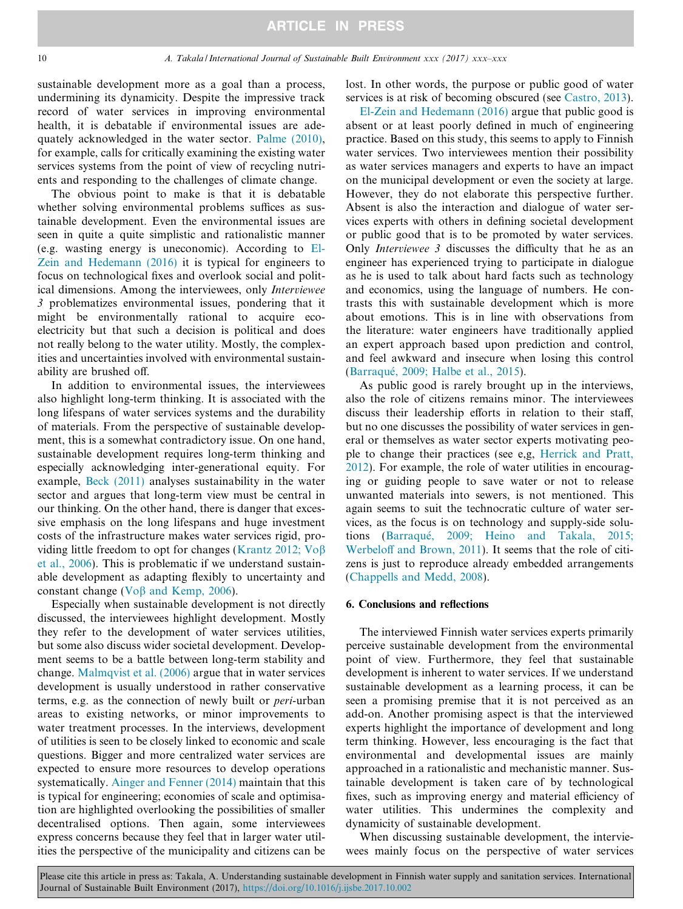sustainable development more as a goal than a process, undermining its dynamicity. Despite the impressive track record of water services in improving environmental health, it is debatable if environmental issues are adequately acknowledged in the water sector. Palme (2010), for example, calls for critically examining the existing water services systems from the point of view of recycling nutrients and responding to the challenges of climate change.

The obvious point to make is that it is debatable whether solving environmental problems suffices as sustainable development. Even the environmental issues are seen in quite a quite simplistic and rationalistic manner (e.g. wasting energy is uneconomic). According to El-Zein and Hedemann (2016) it is typical for engineers to focus on technological fixes and overlook social and political dimensions. Among the interviewees, only *Interviewee 3* problematizes environmental issues, pondering that it might be environmentally rational to acquire eco-electricity but that such a decision is political and does not really belong to the water utility. Mostly, the complexities and uncertainties involved with environmental sustainability are brushed off.

In addition to environmental issues, the interviewees also highlight long-term thinking. It is associated with the long lifespans of water services systems and the durability of materials. From the perspective of sustainable development, this is a somewhat contradictory issue. On one hand, sustainable development requires long-term thinking and especially acknowledging inter-generational equity. For example, Beck (2011) analyses sustainability in the water sector and argues that long-term view must be central in our thinking. On the other hand, there is danger that excessive emphasis on the long lifespans and huge investment costs of the infrastructure makes water services rigid, providing little freedom to opt for changes (Krantz 2012; Voβ et al., 2006). This is problematic if we understand sustainable development as adapting flexibly to uncertainty and constant change (Voβ and Kemp, 2006).

Especially when sustainable development is not directly discussed, the interviewees highlight development. Mostly they refer to the development of water services utilities, but some also discuss wider societal development. Development seems to be a battle between long-term stability and change. Malmqvist et al. (2006) argue that in water services development is usually understood in rather conservative terms, e.g. as the connection of newly built or *peri*-urban areas to existing networks, or minor improvements to water treatment processes. In the interviews, development of utilities is seen to be closely linked to economic and scale questions. Bigger and more centralized water services are expected to ensure more resources to develop operations systematically. Ainger and Fenner (2014) maintain that this is typical for engineering; economies of scale and optimisation are highlighted overlooking the possibilities of smaller decentralised options. Then again, some interviewees express concerns because they feel that in larger water utilities the perspective of the municipality and citizens can be lost. In other words, the purpose or public good of water services is at risk of becoming obscured (see Castro, 2013).

El-Zein and Hedemann (2016) argue that public good is absent or at least poorly defined in much of engineering practice. Based on this study, this seems to apply to Finnish water services. Two interviewees mention their possibility as water services managers and experts to have an impact on the municipal development or even the society at large. However, they do not elaborate this perspective further. Absent is also the interaction and dialogue of water services experts with others in defining societal development or public good that is to be promoted by water services. Only *Interviewee 3* discusses the difficulty that he as an engineer has experienced trying to participate in dialogue as he is used to talk about hard facts such as technology and economics, using the language of numbers. He contrasts this with sustainable development which is more about emotions. This is in line with observations from the literature: water engineers have traditionally applied an expert approach based upon prediction and control, and feel awkward and insecure when losing this control (Barraqué, 2009; Halbe et al., 2015).

As public good is rarely brought up in the interviews, also the role of citizens remains minor. The interviewees discuss their leadership efforts in relation to their staff, but no one discusses the possibility of water services in general or themselves as water sector experts motivating people to change their practices (see e,g, Herrick and Pratt, 2012). For example, the role of water utilities in encouraging or guiding people to save water or not to release unwanted materials into sewers, is not mentioned. This again seems to suit the technocratic culture of water services, as the focus is on technology and supply-side solutions (Barraqué, 2009; Heino and Takala, 2015; Werbeloff and Brown, 2011). It seems that the role of citizens is just to reproduce already embedded arrangements (Chappells and Medd, 2008).

## 6. Conclusions and reflections

The interviewed Finnish water services experts primarily perceive sustainable development from the environmental point of view. Furthermore, they feel that sustainable development is inherent to water services. If we understand sustainable development as a learning process, it can be seen a promising premise that it is not perceived as an add-on. Another promising aspect is that the interviewed experts highlight the importance of development and long term thinking. However, less encouraging is the fact that environmental and developmental issues are mainly approached in a rationalistic and mechanistic manner. Sustainable development is taken care of by technological fixes, such as improving energy and material efficiency of water utilities. This undermines the complexity and dynamicity of sustainable development.

When discussing sustainable development, the interviewees mainly focus on the perspective of water services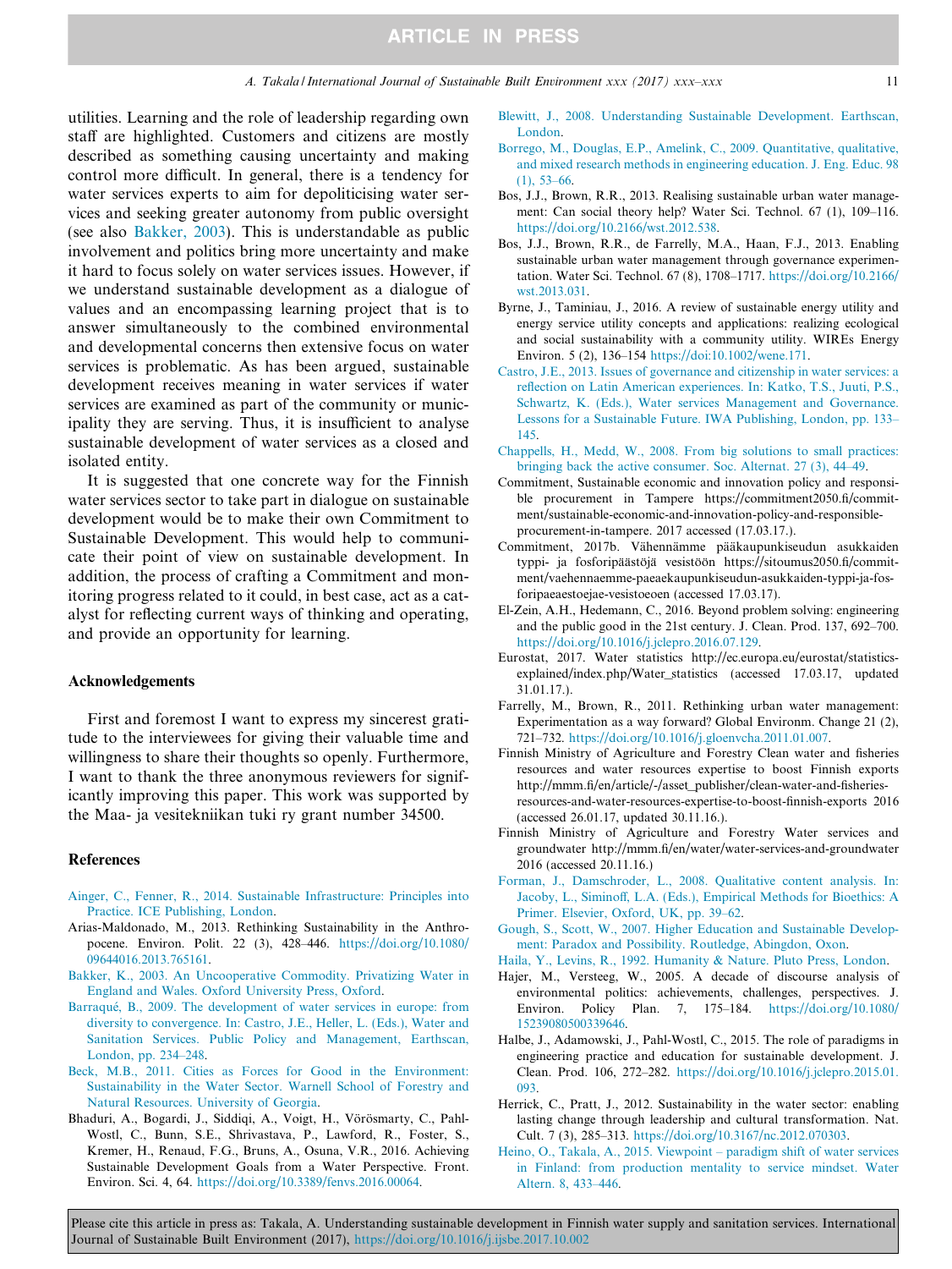utilities. Learning and the role of leadership regarding own staff are highlighted. Customers and citizens are mostly described as something causing uncertainty and making control more difficult. In general, there is a tendency for water services experts to aim for depoliticising water services and seeking greater autonomy from public oversight (see also Bakker, 2003). This is understandable as public involvement and politics bring more uncertainty and make it hard to focus solely on water services issues. However, if we understand sustainable development as a dialogue of values and an encompassing learning project that is to answer simultaneously to the combined environmental and developmental concerns then extensive focus on water services is problematic. As has been argued, sustainable development receives meaning in water services if water services are examined as part of the community or municipality they are serving. Thus, it is insufficient to analyse sustainable development of water services as a closed and isolated entity.

It is suggested that one concrete way for the Finnish water services sector to take part in dialogue on sustainable development would be to make their own Commitment to Sustainable Development. This would help to communicate their point of view on sustainable development. In addition, the process of crafting a Commitment and monitoring progress related to it could, in best case, act as a catalyst for reflecting current ways of thinking and operating, and provide an opportunity for learning.

## Acknowledgements

First and foremost I want to express my sincerest gratitude to the interviewees for giving their valuable time and willingness to share their thoughts so openly. Furthermore, I want to thank the three anonymous reviewers for significantly improving this paper. This work was supported by the Maa- ja vesitekniikan tuki ry grant number 34500.

## References

Ainger, C., Fenner, R., 2014. Sustainable Infrastructure: Principles into Practice. ICE Publishing, London.

Arias-Maldonado, M., 2013. Rethinking Sustainability in the Anthropocene. Environ. Polit. 22 (3), 428–446. https://doi.org/10.1080/09644016.2013.765161.

Bakker, K., 2003. An Uncooperative Commodity. Privatizing Water in England and Wales. Oxford University Press, Oxford.

Barraqué, B., 2009. The development of water services in europe: from diversity to convergence. In: Castro, J.E., Heller, L. (Eds.), Water and Sanitation Services. Public Policy and Management, Earthscan, London, pp. 234–248.

Beck, M.B., 2011. Cities as Forces for Good in the Environment: Sustainability in the Water Sector. Warnell School of Forestry and Natural Resources. University of Georgia.

Bhaduri, A., Bogardi, J., Siddiqi, A., Voigt, H., Vörösmarty, C., Pahl-Wostl, C., Bunn, S.E., Shrivastava, P., Lawford, R., Foster, S., Kremer, H., Renaud, F.G., Bruns, A., Osuna, V.R., 2016. Achieving Sustainable Development Goals from a Water Perspective. Front. Environ. Sci. 4, 64. https://doi.org/10.3389/fenvs.2016.00064.

Blewitt, J., 2008. Understanding Sustainable Development. Earthscan, London.

Borrego, M., Douglas, E.P., Amelink, C., 2009. Quantitative, qualitative, and mixed research methods in engineering education. J. Eng. Educ. 98 (1), 53–66.

Bos, J.J., Brown, R.R., 2013. Realising sustainable urban water management: Can social theory help? Water Sci. Technol. 67 (1), 109–116. https://doi.org/10.2166/wst.2012.538.

Bos, J.J., Brown, R.R., de Farrelly, M.A., Haan, F.J., 2013. Enabling sustainable urban water management through governance experimentation. Water Sci. Technol. 67 (8), 1708–1717. https://doi.org/10.2166/wst.2013.031.

Byrne, J., Taminiau, J., 2016. A review of sustainable energy utility and energy service utility concepts and applications: realizing ecological and social sustainability with a community utility. WIREs Energy Environ. 5 (2), 136–154 https://doi:10.1002/wene.171.

Castro, J.E., 2013. Issues of governance and citizenship in water services: a reflection on Latin American experiences. In: Katko, T.S., Juuti, P.S., Schwartz, K. (Eds.), Water services Management and Governance. Lessons for a Sustainable Future. IWA Publishing, London, pp. 133–145.

Chappells, H., Medd, W., 2008. From big solutions to small practices: bringing back the active consumer. Soc. Alternat. 27 (3), 44–49.

Commitment, Sustainable economic and innovation policy and responsible procurement in Tampere https://commitment2050.fi/commitment/sustainable-economic-and-innovation-policy-and-responsible-procurement-in-tampere. 2017 accessed (17.03.17.).

Commitment, 2017b. Vähennämme pääkaupunkiseudun asukkaiden typpi- ja fosforipäästöjä vesistöön https://sitoumus2050.fi/commitment/vaehennaemme-paeaekaupunkiseudun-asukkaiden-typpi-ja-fosforipaeaestoejae-vesistoeoen (accessed 17.03.17).

El-Zein, A.H., Hedemann, C., 2016. Beyond problem solving: engineering and the public good in the 21st century. J. Clean. Prod. 137, 692–700. https://doi.org/10.1016/j.jclepro.2016.07.129.

Eurostat, 2017. Water statistics http://ec.europa.eu/eurostat/statistics-explained/index.php/Water_statistics (accessed 17.03.17, updated 31.01.17.).

Farrelly, M., Brown, R., 2011. Rethinking urban water management: Experimentation as a way forward? Global Environm. Change 21 (2), 721–732. https://doi.org/10.1016/j.gloenvcha.2011.01.007.

Finnish Ministry of Agriculture and Forestry Clean water and fisheries resources and water resources expertise to boost Finnish exports http://mmm.fi/en/article/-/asset_publisher/clean-water-and-fisheries-resources-and-water-resources-expertise-to-boost-finnish-exports 2016 (accessed 26.01.17, updated 30.11.16.).

Finnish Ministry of Agriculture and Forestry Water services and groundwater http://mmm.fi/en/water/water-services-and-groundwater 2016 (accessed 20.11.16.)

Forman, J., Damschroder, L., 2008. Qualitative content analysis. In: Jacoby, L., Siminoff, L.A. (Eds.), Empirical Methods for Bioethics: A Primer. Elsevier, Oxford, UK, pp. 39–62.

Gough, S., Scott, W., 2007. Higher Education and Sustainable Development: Paradox and Possibility. Routledge, Abingdon, Oxon.

Haila, Y., Levins, R., 1992. Humanity & Nature. Pluto Press, London.

Hajer, M., Versteeg, W., 2005. A decade of discourse analysis of environmental politics: achievements, challenges, perspectives. J. Environ. Policy Plan. 7, 175–184. https://doi.org/10.1080/15239080500339646.

Halbe, J., Adamowski, J., Pahl-Wostl, C., 2015. The role of paradigms in engineering practice and education for sustainable development. J. Clean. Prod. 106, 272–282. https://doi.org/10.1016/j.jclepro.2015.01.093.

Herrick, C., Pratt, J., 2012. Sustainability in the water sector: enabling lasting change through leadership and cultural transformation. Nat. Cult. 7 (3), 285–313. https://doi.org/10.3167/nc.2012.070303.

Heino, O., Takala, A., 2015. Viewpoint – paradigm shift of water services in Finland: from production mentality to service mindset. Water Altern. 8, 433–446.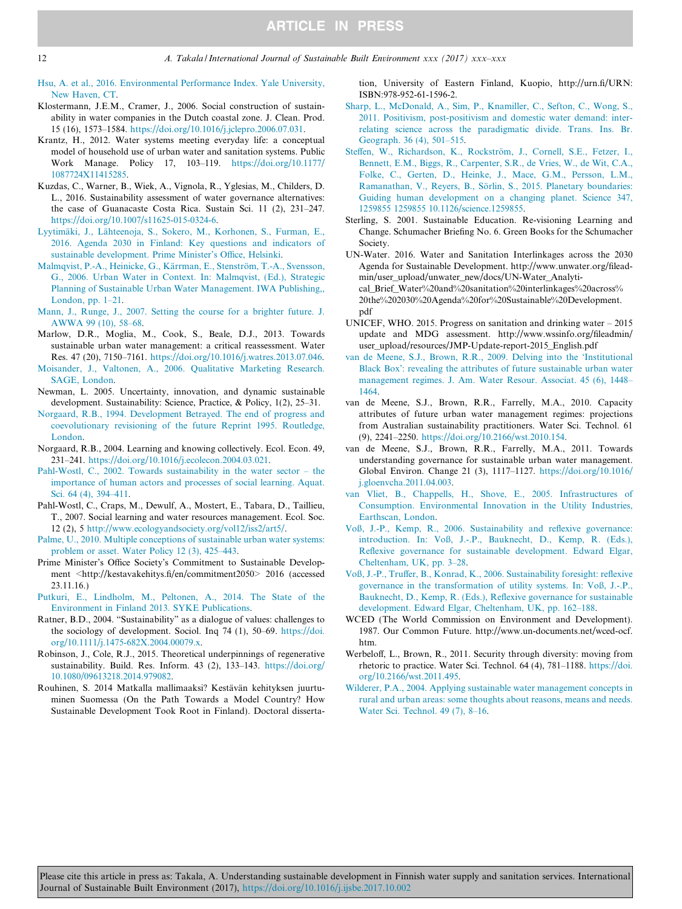Hsu, A. et al., 2016. Environmental Performance Index. Yale University, New Haven, CT.

Klostermann, J.E.M., Cramer, J., 2006. Social construction of sustainability in water companies in the Dutch coastal zone. J. Clean. Prod. 15 (16), 1573–1584. https://doi.org/10.1016/j.jclepro.2006.07.031.

Krantz, H., 2012. Water systems meeting everyday life: a conceptual model of household use of urban water and sanitation systems. Public Work Manage. Policy 17, 103–119. https://doi.org/10.1177/1087724X11415285.

Kuzdas, C., Warner, B., Wiek, A., Vignola, R., Yglesias, M., Childers, D. L., 2016. Sustainability assessment of water governance alternatives: the case of Guanacaste Costa Rica. Sustain Sci. 11 (2), 231–247. https://doi.org/10.1007/s11625-015-0324-6.

Lyytimäki, J., Lähteenoja, S., Sokero, M., Korhonen, S., Furman, E., 2016. Agenda 2030 in Finland: Key questions and indicators of sustainable development. Prime Minister's Office, Helsinki.

Malmqvist, P.-A., Heinicke, G., Kärrman, E., Stenström, T.-A., Svensson, G., 2006. Urban Water in Context. In: Malmqvist, (Ed.), Strategic Planning of Sustainable Urban Water Management. IWA Publishing,, London, pp. 1–21.

Mann, J., Runge, J., 2007. Setting the course for a brighter future. J. AWWA 99 (10), 58–68.

Marlow, D.R., Moglia, M., Cook, S., Beale, D.J., 2013. Towards sustainable urban water management: a critical reassessment. Water Res. 47 (20), 7150–7161. https://doi.org/10.1016/j.watres.2013.07.046.

Moisander, J., Valtonen, A., 2006. Qualitative Marketing Research. SAGE, London.

Newman, L. 2005. Uncertainty, innovation, and dynamic sustainable development. Sustainability: Science, Practice, & Policy, 1(2), 25–31.

Norgaard, R.B., 1994. Development Betrayed. The end of progress and coevolutionary revisioning of the future Reprint 1995. Routledge, London.

Norgaard, R.B., 2004. Learning and knowing collectively. Ecol. Econ. 49, 231–241. https://doi.org/10.1016/j.ecolecon.2004.03.021.

Pahl-Wostl, C., 2002. Towards sustainability in the water sector – the importance of human actors and processes of social learning. Aquat. Sci. 64 (4), 394–411.

Pahl-Wostl, C., Craps, M., Dewulf, A., Mostert, E., Tabara, D., Taillieu, T., 2007. Social learning and water resources management. Ecol. Soc. 12 (2), 5 http://www.ecologyandsociety.org/vol12/iss2/art5/.

Palme, U., 2010. Multiple conceptions of sustainable urban water systems: problem or asset. Water Policy 12 (3), 425–443.

Prime Minister's Office Society's Commitment to Sustainable Development <http://kestavakehitys.fi/en/commitment2050> 2016 (accessed 23.11.16.)

Putkuri, E., Lindholm, M., Peltonen, A., 2014. The State of the Environment in Finland 2013. SYKE Publications.

Ratner, B.D., 2004. "Sustainability" as a dialogue of values: challenges to the sociology of development. Sociol. Inq 74 (1), 50–69. https://doi.org/10.1111/j.1475-682X.2004.00079.x.

Robinson, J., Cole, R.J., 2015. Theoretical underpinnings of regenerative sustainability. Build. Res. Inform. 43 (2), 133–143. https://doi.org/10.1080/09613218.2014.979082.

Rouhinen, S. 2014 Matkalla mallimaaksi? Kestävän kehityksen juurtuminen Suomessa (On the Path Towards a Model Country? How Sustainable Development Took Root in Finland). Doctoral dissertation, University of Eastern Finland, Kuopio, http://urn.fi/URN:ISBN:978-952-61-1596-2.

Sharp, L., McDonald, A., Sim, P., Knamiller, C., Sefton, C., Wong, S., 2011. Positivism, post-positivism and domestic water demand: interrelating science across the paradigmatic divide. Trans. Ins. Br. Geograph. 36 (4), 501–515.

Steffen, W., Richardson, K., Rockström, J., Cornell, S.E., Fetzer, I., Bennett, E.M., Biggs, R., Carpenter, S.R., de Vries, W., de Wit, C.A., Folke, C., Gerten, D., Heinke, J., Mace, G.M., Persson, L.M., Ramanathan, V., Reyers, B., Sörlin, S., 2015. Planetary boundaries: Guiding human development on a changing planet. Science 347, 1259855 1259855 10.1126/science.1259855.

Sterling, S. 2001. Sustainable Education. Re-visioning Learning and Change. Schumacher Briefing No. 6. Green Books for the Schumacher Society.

UN-Water. 2016. Water and Sanitation Interlinkages across the 2030 Agenda for Sustainable Development. http://www.unwater.org/fileadmin/user_upload/unwater_new/docs/UN-Water_Analytical_Brief_Water%20and%20sanitation%20interlinkages%20across%20the%202030%20Agenda%20for%20Sustainable%20Development.pdf

UNICEF, WHO. 2015. Progress on sanitation and drinking water – 2015 update and MDG assessment. http://www.wssinfo.org/fileadmin/user_upload/resources/JMP-Update-report-2015_English.pdf

van de Meene, S.J., Brown, R.R., 2009. Delving into the 'Institutional Black Box': revealing the attributes of future sustainable urban water management regimes. J. Am. Water Resour. Associat. 45 (6), 1448–1464.

van de Meene, S.J., Brown, R.R., Farrelly, M.A., 2010. Capacity attributes of future urban water management regimes: projections from Australian sustainability practitioners. Water Sci. Technol. 61 (9), 2241–2250. https://doi.org/10.2166/wst.2010.154.

van de Meene, S.J., Brown, R.R., Farrelly, M.A., 2011. Towards understanding governance for sustainable urban water management. Global Environ. Change 21 (3), 1117–1127. https://doi.org/10.1016/j.gloenvcha.2011.04.003.

van Vliet, B., Chappells, H., Shove, E., 2005. Infrastructures of Consumption. Environmental Innovation in the Utility Industries, Earthscan, London.

Voß, J.-P., Kemp, R., 2006. Sustainability and reflexive governance: introduction. In: Voß, J.-P., Bauknecht, D., Kemp, R. (Eds.), Reflexive governance for sustainable development. Edward Elgar, Cheltenham, UK, pp. 3–28.

Voß, J.-P., Truffer, B., Konrad, K., 2006. Sustainability foresight: reflexive governance in the transformation of utility systems. In: Voß, J.-P., Bauknecht, D., Kemp, R. (Eds.), Reflexive governance for sustainable development. Edward Elgar, Cheltenham, UK, pp. 162–188.

WCED (The World Commission on Environment and Development). 1987. Our Common Future. http://www.un-documents.net/wced-ocf.htm.

Werbeloff, L., Brown, R., 2011. Security through diversity: moving from rhetoric to practice. Water Sci. Technol. 64 (4), 781–1188. https://doi.org/10.2166/wst.2011.495.

Wilderer, P.A., 2004. Applying sustainable water management concepts in rural and urban areas: some thoughts about reasons, means and needs. Water Sci. Technol. 49 (7), 8–16.